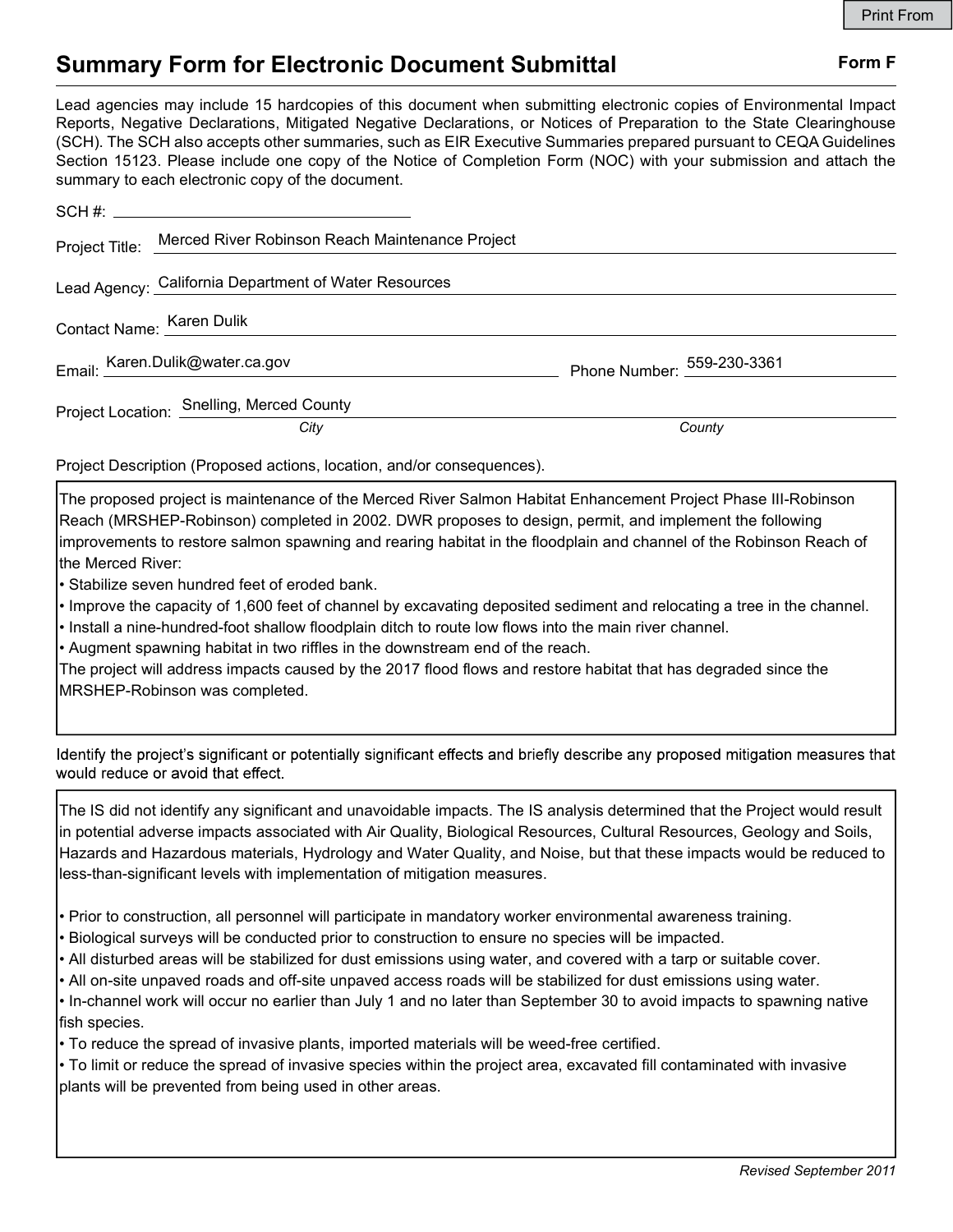Print From

# Summary Form for Electronic Document Submittal

**Form F**

Lead agencies may include 15 hardcopies of this document when submitting electronic copies of Environmental Impact Reports, Negative Declarations, Mitigated Negative Declarations, or Notices of Preparation to the State Clearinghouse (SCH). The SCH also accepts other summaries, such as EIR Executive Summaries prepared pursuant to CEQA Guidelines Section 15123. Please include one copy of the Notice of Completion Form (NOC) with your submission and attach the summary to each electronic copy of the document.

SCH #: 

Project Title: Merced River Robinson Reach Maintenance Project

Lead Agency: California Department of Water Resources

Contact Name: Karen Dulik

Email: Karen.Dulik@water.ca.gov Phone Number: 559-230-3361

Project Location: Snelling, Merced County

*City* *County*

Project Description (Proposed actions, location, and/or consequences).

The proposed project is maintenance of the Merced River Salmon Habitat Enhancement Project Phase III-Robinson Reach (MRSHEP-Robinson) completed in 2002. DWR proposes to design, permit, and implement the following improvements to restore salmon spawning and rearing habitat in the floodplain and channel of the Robinson Reach of the Merced River:

- Stabilize seven hundred feet of eroded bank.
- Improve the capacity of 1,600 feet of channel by excavating deposited sediment and relocating a tree in the channel.
- Install a nine-hundred-foot shallow floodplain ditch to route low flows into the main river channel.
- Augment spawning habitat in two riffles in the downstream end of the reach.

The project will address impacts caused by the 2017 flood flows and restore habitat that has degraded since the MRSHEP-Robinson was completed.

Identify the project's significant or potentially significant effects and briefly describe any proposed mitigation measures that would reduce or avoid that effect.

The IS did not identify any significant and unavoidable impacts. The IS analysis determined that the Project would result in potential adverse impacts associated with Air Quality, Biological Resources, Cultural Resources, Geology and Soils, Hazards and Hazardous materials, Hydrology and Water Quality, and Noise, but that these impacts would be reduced to less-than-significant levels with implementation of mitigation measures.

- Prior to construction, all personnel will participate in mandatory worker environmental awareness training.
- Biological surveys will be conducted prior to construction to ensure no species will be impacted.
- All disturbed areas will be stabilized for dust emissions using water, and covered with a tarp or suitable cover.
- All on-site unpaved roads and off-site unpaved access roads will be stabilized for dust emissions using water.
- In-channel work will occur no earlier than July 1 and no later than September 30 to avoid impacts to spawning native fish species.
- To reduce the spread of invasive plants, imported materials will be weed-free certified.
- To limit or reduce the spread of invasive species within the project area, excavated fill contaminated with invasive plants will be prevented from being used in other areas.

*Revised September 2011*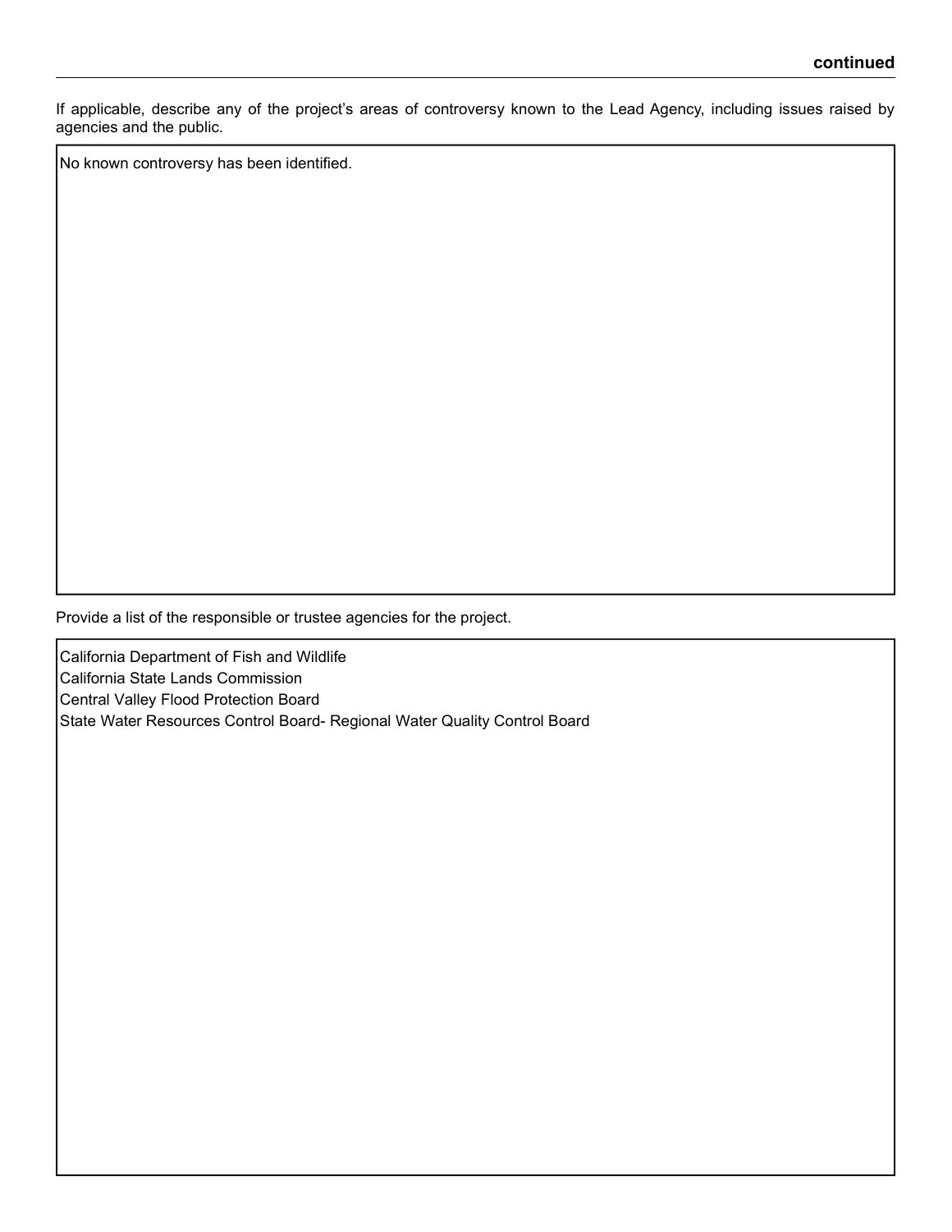**continued**

If applicable, describe any of the project's areas of controversy known to the Lead Agency, including issues raised by agencies and the public.

No known controversy has been identified.

Provide a list of the responsible or trustee agencies for the project.

California Department of Fish and Wildlife
California State Lands Commission
Central Valley Flood Protection Board
State Water Resources Control Board- Regional Water Quality Control Board